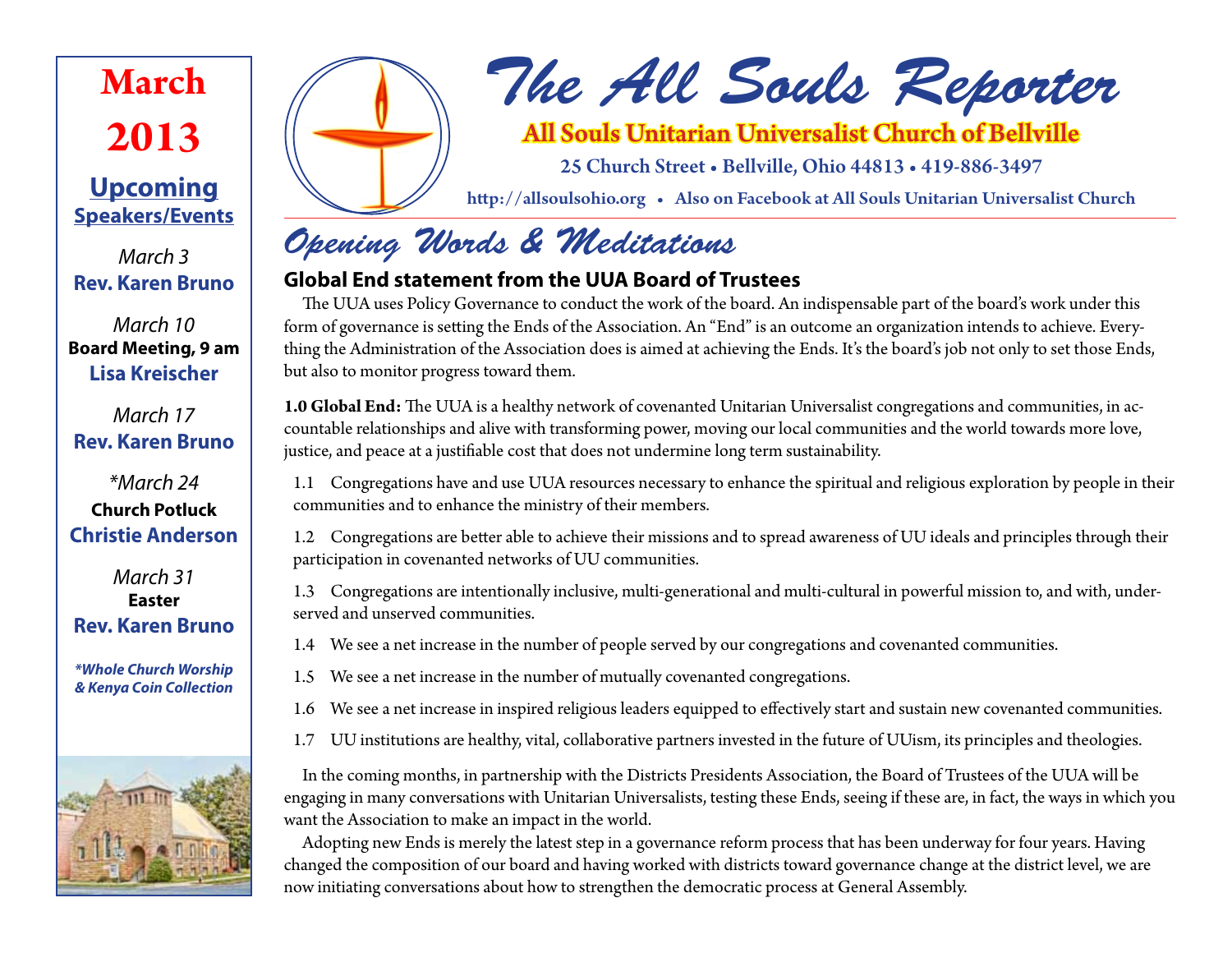# The All Souls Reporter

**All Souls Unitarian Universalist Church of Bellville**

25 Church Street • Bellville, Ohio 44813 • 419-886-3497

http://allsoulsohio.org • Also on Facebook at All Souls Unitarian Universalist Church

**March 2013**

**Upcoming Speakers/Events**

*March 3*
**Rev. Karen Bruno**

*March 10*
**Board Meeting, 9 am**
**Lisa Kreischer**

*March 17*
**Rev. Karen Bruno**

*\*March 24*
**Church Potluck**
**Christie Anderson**

*March 31*
**Easter**
**Rev. Karen Bruno**

***Whole Church Worship & Kenya Coin Collection**

## Opening Words & Meditations

### Global End statement from the UUA Board of Trustees

The UUA uses Policy Governance to conduct the work of the board. An indispensable part of the board's work under this form of governance is setting the Ends of the Association. An "End" is an outcome an organization intends to achieve. Everything the Administration of the Association does is aimed at achieving the Ends. It's the board's job not only to set those Ends, but also to monitor progress toward them.

**1.0 Global End:** The UUA is a healthy network of covenanted Unitarian Universalist congregations and communities, in accountable relationships and alive with transforming power, moving our local communities and the world towards more love, justice, and peace at a justifiable cost that does not undermine long term sustainability.

1.1 Congregations have and use UUA resources necessary to enhance the spiritual and religious exploration by people in their communities and to enhance the ministry of their members.

1.2 Congregations are better able to achieve their missions and to spread awareness of UU ideals and principles through their participation in covenanted networks of UU communities.

1.3 Congregations are intentionally inclusive, multi-generational and multi-cultural in powerful mission to, and with, underserved and unserved communities.

1.4 We see a net increase in the number of people served by our congregations and covenanted communities.

1.5 We see a net increase in the number of mutually covenanted congregations.

1.6 We see a net increase in inspired religious leaders equipped to effectively start and sustain new covenanted communities.

1.7 UU institutions are healthy, vital, collaborative partners invested in the future of UUism, its principles and theologies.

In the coming months, in partnership with the Districts Presidents Association, the Board of Trustees of the UUA will be engaging in many conversations with Unitarian Universalists, testing these Ends, seeing if these are, in fact, the ways in which you want the Association to make an impact in the world.

Adopting new Ends is merely the latest step in a governance reform process that has been underway for four years. Having changed the composition of our board and having worked with districts toward governance change at the district level, we are now initiating conversations about how to strengthen the democratic process at General Assembly.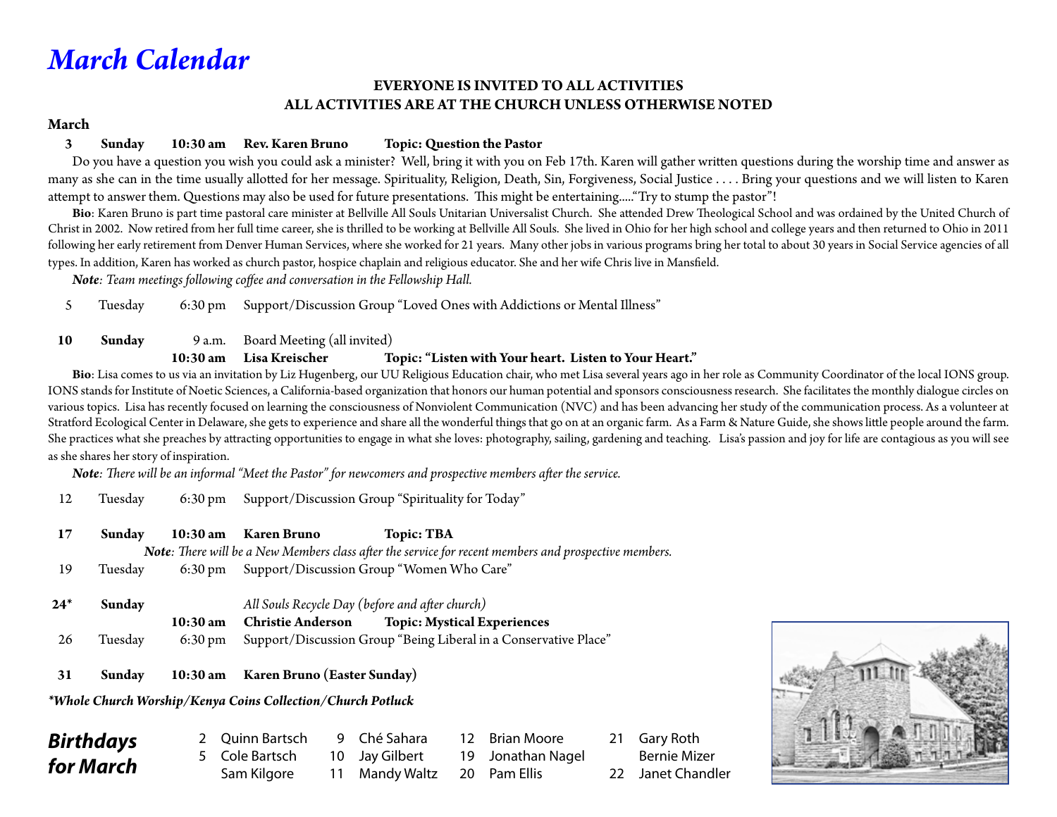# *March Calendar*

**EVERYONE IS INVITED TO ALL ACTIVITIES**
**ALL ACTIVITIES ARE AT THE CHURCH UNLESS OTHERWISE NOTED**

**March**

**3 Sunday 10:30 am Rev. Karen Bruno Topic: Question the Pastor**

Do you have a question you wish you could ask a minister? Well, bring it with you on Feb 17th. Karen will gather written questions during the worship time and answer as many as she can in the time usually allotted for her message. Spirituality, Religion, Death, Sin, Forgiveness, Social Justice . . . . Bring your questions and we will listen to Karen attempt to answer them. Questions may also be used for future presentations. This might be entertaining....."Try to stump the pastor"!

**Bio**: Karen Bruno is part time pastoral care minister at Bellville All Souls Unitarian Universalist Church. She attended Drew Theological School and was ordained by the United Church of Christ in 2002. Now retired from her full time career, she is thrilled to be working at Bellville All Souls. She lived in Ohio for her high school and college years and then returned to Ohio in 2011 following her early retirement from Denver Human Services, where she worked for 21 years. Many other jobs in various programs bring her total to about 30 years in Social Service agencies of all types. In addition, Karen has worked as church pastor, hospice chaplain and religious educator. She and her wife Chris live in Mansfield.

***Note**: Team meetings following coffee and conversation in the Fellowship Hall.*

5 Tuesday 6:30 pm Support/Discussion Group "Loved Ones with Addictions or Mental Illness"

**10 Sunday** 9 a.m. Board Meeting (all invited)

**10:30 am Lisa Kreischer Topic: "Listen with Your heart. Listen to Your Heart."**

**Bio**: Lisa comes to us via an invitation by Liz Hugenberg, our UU Religious Education chair, who met Lisa several years ago in her role as Community Coordinator of the local IONS group. IONS stands for Institute of Noetic Sciences, a California-based organization that honors our human potential and sponsors consciousness research. She facilitates the monthly dialogue circles on various topics. Lisa has recently focused on learning the consciousness of Nonviolent Communication (NVC) and has been advancing her study of the communication process. As a volunteer at Stratford Ecological Center in Delaware, she gets to experience and share all the wonderful things that go on at an organic farm. As a Farm & Nature Guide, she shows little people around the farm. She practices what she preaches by attracting opportunities to engage in what she loves: photography, sailing, gardening and teaching. Lisa's passion and joy for life are contagious as you will see as she shares her story of inspiration.

***Note**: There will be an informal "Meet the Pastor" for newcomers and prospective members after the service.*

12 Tuesday 6:30 pm Support/Discussion Group "Spirituality for Today"

**17 Sunday 10:30 am Karen Bruno Topic: TBA**

***Note**: There will be a New Members class after the service for recent members and prospective members.*

19 Tuesday 6:30 pm Support/Discussion Group "Women Who Care"

**24\* Sunday** *All Souls Recycle Day (before and after church)*

**10:30 am Christie Anderson Topic: Mystical Experiences**

26 Tuesday 6:30 pm Support/Discussion Group "Being Liberal in a Conservative Place"

**31 Sunday 10:30 am Karen Bruno (Easter Sunday)**

***Whole Church Worship/Kenya Coins Collection/Church Potluck***

## *Birthdays for March*

| | | | | | | | |
|---|---|---|---|---|---|---|---|
| 2 | Quinn Bartsch | 9 | Ché Sahara | 12 | Brian Moore | 21 | Gary Roth |
| 5 | Cole Bartsch | 10 | Jay Gilbert | 19 | Jonathan Nagel | | Bernie Mizer |
| | Sam Kilgore | 11 | Mandy Waltz | 20 | Pam Ellis | 22 | Janet Chandler |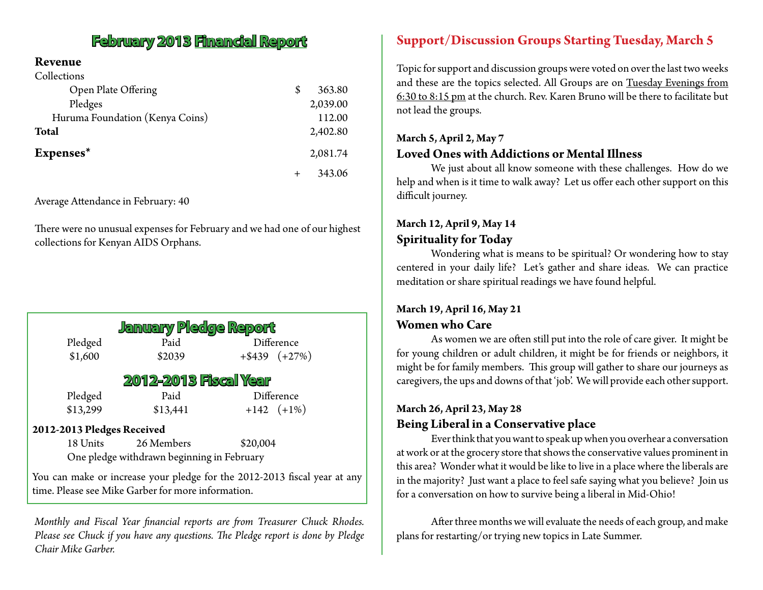## February 2013 Financial Report

**Revenue**

| Collections | |
|---|---|
| Open Plate Offering | $ 363.80 |
| Pledges | 2,039.00 |
| Huruma Foundation (Kenya Coins) | 112.00 |
| **Total** | 2,402.80 |
| **Expenses*** | 2,081.74 |
| | + 343.06 |

Average Attendance in February: 40

There were no unusual expenses for February and we had one of our highest collections for Kenyan AIDS Orphans.

## January Pledge Report

| Pledged | Paid | Difference |
|---|---|---|
| $1,600 | $2039 | +$439 (+27%) |

## 2012-2013 Fiscal Year

| Pledged | Paid | Difference |
|---|---|---|
| $13,299 | $13,441 | +142 (+1%) |

**2012-2013 Pledges Received**

18 Units 26 Members $20,004

One pledge withdrawn beginning in February

You can make or increase your pledge for the 2012-2013 fiscal year at any time. Please see Mike Garber for more information.

*Monthly and Fiscal Year financial reports are from Treasurer Chuck Rhodes. Please see Chuck if you have any questions. The Pledge report is done by Pledge Chair Mike Garber.*

## Support/Discussion Groups Starting Tuesday, March 5

Topic for support and discussion groups were voted on over the last two weeks and these are the topics selected. All Groups are on Tuesday Evenings from 6:30 to 8:15 pm at the church. Rev. Karen Bruno will be there to facilitate but not lead the groups.

**March 5, April 2, May 7**

### Loved Ones with Addictions or Mental Illness

We just about all know someone with these challenges. How do we help and when is it time to walk away? Let us offer each other support on this difficult journey.

**March 12, April 9, May 14**

### Spirituality for Today

Wondering what is means to be spiritual? Or wondering how to stay centered in your daily life? Let's gather and share ideas. We can practice meditation or share spiritual readings we have found helpful.

**March 19, April 16, May 21**

### Women who Care

As women we are often still put into the role of care giver. It might be for young children or adult children, it might be for friends or neighbors, it might be for family members. This group will gather to share our journeys as caregivers, the ups and downs of that 'job'. We will provide each other support.

**March 26, April 23, May 28**

### Being Liberal in a Conservative place

Ever think that you want to speak up when you overhear a conversation at work or at the grocery store that shows the conservative values prominent in this area? Wonder what it would be like to live in a place where the liberals are in the majority? Just want a place to feel safe saying what you believe? Join us for a conversation on how to survive being a liberal in Mid-Ohio!

After three months we will evaluate the needs of each group, and make plans for restarting/or trying new topics in Late Summer.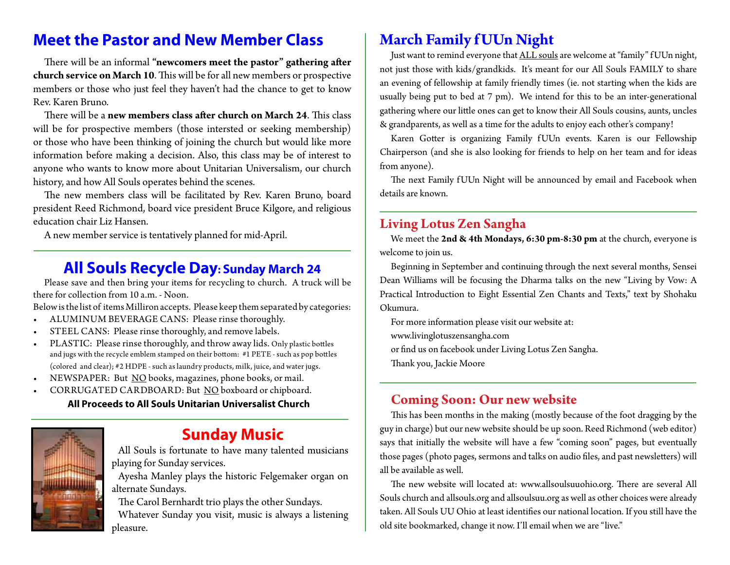## Meet the Pastor and New Member Class

There will be an informal **"newcomers meet the pastor" gathering after church service on March 10**. This will be for all new members or prospective members or those who just feel they haven't had the chance to get to know Rev. Karen Bruno.

There will be a **new members class after church on March 24**. This class will be for prospective members (those intersted or seeking membership) or those who have been thinking of joining the church but would like more information before making a decision. Also, this class may be of interest to anyone who wants to know more about Unitarian Universalism, our church history, and how All Souls operates behind the scenes.

The new members class will be facilitated by Rev. Karen Bruno, board president Reed Richmond, board vice president Bruce Kilgore, and religious education chair Liz Hansen.

A new member service is tentatively planned for mid-April.

## All Souls Recycle Day: Sunday March 24

Please save and then bring your items for recycling to church. A truck will be there for collection from 10 a.m. - Noon.

Below is the list of items Milliron accepts. Please keep them separated by categories:

- ALUMINUM BEVERAGE CANS: Please rinse thoroughly.
- STEEL CANS: Please rinse thoroughly, and remove labels.
- PLASTIC: Please rinse thoroughly, and throw away lids. Only plastic bottles and jugs with the recycle emblem stamped on their bottom: #1 PETE - such as pop bottles (colored and clear); #2 HDPE - such as laundry products, milk, juice, and water jugs.
- NEWSPAPER: But NO books, magazines, phone books, or mail.
- CORRUGATED CARDBOARD: But NO boxboard or chipboard.

**All Proceeds to All Souls Unitarian Universalist Church**

## Sunday Music

All Souls is fortunate to have many talented musicians playing for Sunday services.

Ayesha Manley plays the historic Felgemaker organ on alternate Sundays.

The Carol Bernhardt trio plays the other Sundays.

Whatever Sunday you visit, music is always a listening pleasure.

## March Family fUUn Night

Just want to remind everyone that ALL souls are welcome at "family" fUUn night, not just those with kids/grandkids. It's meant for our All Souls FAMILY to share an evening of fellowship at family friendly times (ie. not starting when the kids are usually being put to bed at 7 pm). We intend for this to be an inter-generational gathering where our little ones can get to know their All Souls cousins, aunts, uncles & grandparents, as well as a time for the adults to enjoy each other's company!

Karen Gotter is organizing Family fUUn events. Karen is our Fellowship Chairperson (and she is also looking for friends to help on her team and for ideas from anyone).

The next Family fUUn Night will be announced by email and Facebook when details are known.

## Living Lotus Zen Sangha

We meet the **2nd & 4th Mondays, 6:30 pm-8:30 pm** at the church, everyone is welcome to join us.

Beginning in September and continuing through the next several months, Sensei Dean Williams will be focusing the Dharma talks on the new "Living by Vow: A Practical Introduction to Eight Essential Zen Chants and Texts," text by Shohaku Okumura.

For more information please visit our website at:

www.livinglotuszensangha.com

or find us on facebook under Living Lotus Zen Sangha.

Thank you, Jackie Moore

## Coming Soon: Our new website

This has been months in the making (mostly because of the foot dragging by the guy in charge) but our new website should be up soon. Reed Richmond (web editor) says that initially the website will have a few "coming soon" pages, but eventually those pages (photo pages, sermons and talks on audio files, and past newsletters) will all be available as well.

The new website will located at: www.allsoulsuuohio.org. There are several All Souls church and allsouls.org and allsoulsuu.org as well as other choices were already taken. All Souls UU Ohio at least identifies our national location. If you still have the old site bookmarked, change it now. I'll email when we are "live."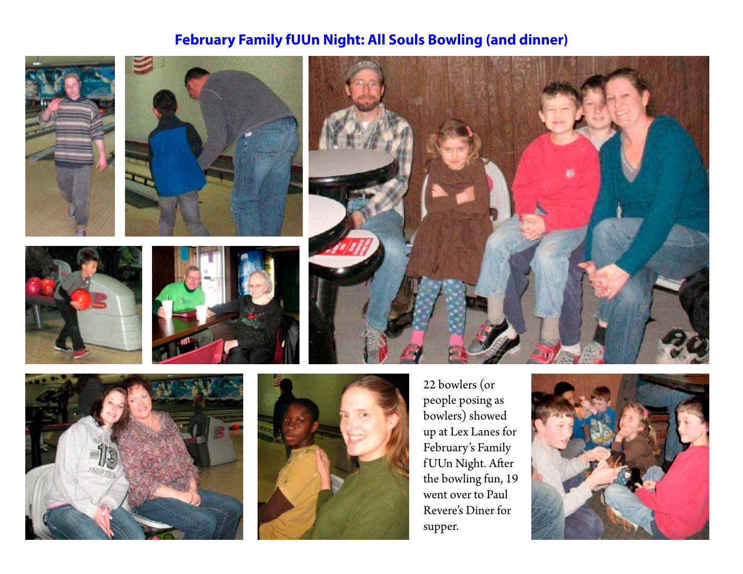## February Family fUUn Night: All Souls Bowling (and dinner)

22 bowlers (or people posing as bowlers) showed up at Lex Lanes for February's Family fUUn Night. After the bowling fun, 19 went over to Paul Revere's Diner for supper.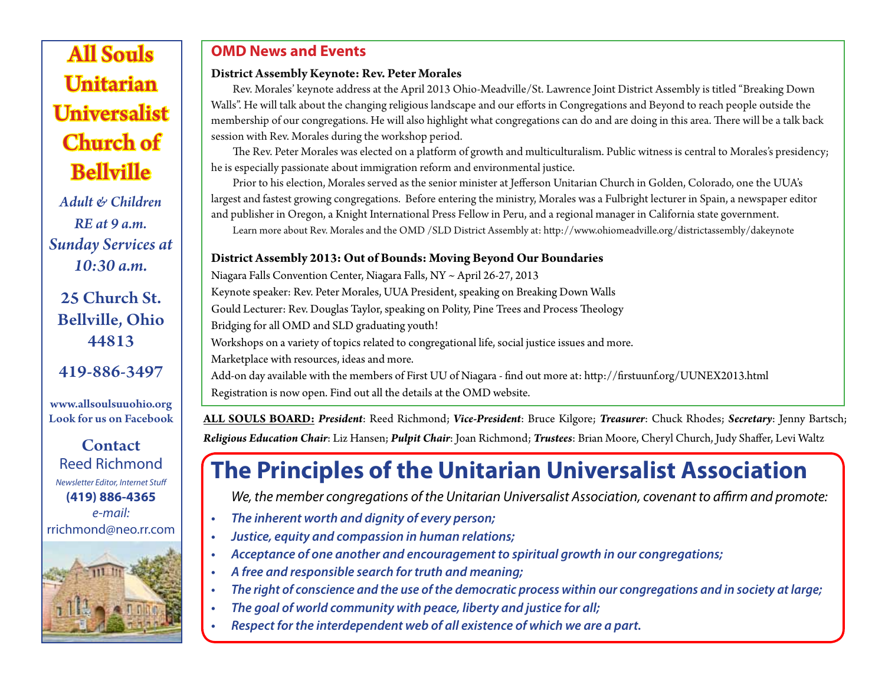# All Souls Unitarian Universalist Church of Bellville

*Adult & Children RE at 9 a.m.*
*Sunday Services at 10:30 a.m.*

25 Church St.
Bellville, Ohio 44813

419-886-3497

www.allsoulsuuohio.org
Look for us on Facebook

**Contact**
Reed Richmond
*Newsletter Editor, Internet Stuff*
**(419) 886-4365**
*e-mail:*
rrichmond@neo.rr.com

## OMD News and Events

**District Assembly Keynote: Rev. Peter Morales**

Rev. Morales' keynote address at the April 2013 Ohio-Meadville/St. Lawrence Joint District Assembly is titled "Breaking Down Walls". He will talk about the changing religious landscape and our efforts in Congregations and Beyond to reach people outside the membership of our congregations. He will also highlight what congregations can do and are doing in this area. There will be a talk back session with Rev. Morales during the workshop period.

The Rev. Peter Morales was elected on a platform of growth and multiculturalism. Public witness is central to Morales's presidency; he is especially passionate about immigration reform and environmental justice.

Prior to his election, Morales served as the senior minister at Jefferson Unitarian Church in Golden, Colorado, one the UUA's largest and fastest growing congregations. Before entering the ministry, Morales was a Fulbright lecturer in Spain, a newspaper editor and publisher in Oregon, a Knight International Press Fellow in Peru, and a regional manager in California state government.

Learn more about Rev. Morales and the OMD /SLD District Assembly at: http://www.ohiomeadville.org/districtassembly/dakeynote

**District Assembly 2013: Out of Bounds: Moving Beyond Our Boundaries**

Niagara Falls Convention Center, Niagara Falls, NY ~ April 26-27, 2013
Keynote speaker: Rev. Peter Morales, UUA President, speaking on Breaking Down Walls
Gould Lecturer: Rev. Douglas Taylor, speaking on Polity, Pine Trees and Process Theology
Bridging for all OMD and SLD graduating youth!
Workshops on a variety of topics related to congregational life, social justice issues and more.
Marketplace with resources, ideas and more.
Add-on day available with the members of First UU of Niagara - find out more at: http://firstuunf.org/UUNEX2013.html
Registration is now open. Find out all the details at the OMD website.

**ALL SOULS BOARD:** ***President***: Reed Richmond; ***Vice-President***: Bruce Kilgore; ***Treasurer***: Chuck Rhodes; ***Secretary***: Jenny Bartsch; ***Religious Education Chair***: Liz Hansen; ***Pulpit Chair***: Joan Richmond; ***Trustees***: Brian Moore, Cheryl Church, Judy Shaffer, Levi Waltz

## The Principles of the Unitarian Universalist Association

*We, the member congregations of the Unitarian Universalist Association, covenant to affirm and promote:*

- ***The inherent worth and dignity of every person;***
- ***Justice, equity and compassion in human relations;***
- ***Acceptance of one another and encouragement to spiritual growth in our congregations;***
- ***A free and responsible search for truth and meaning;***
- ***The right of conscience and the use of the democratic process within our congregations and in society at large;***
- ***The goal of world community with peace, liberty and justice for all;***
- ***Respect for the interdependent web of all existence of which we are a part.***